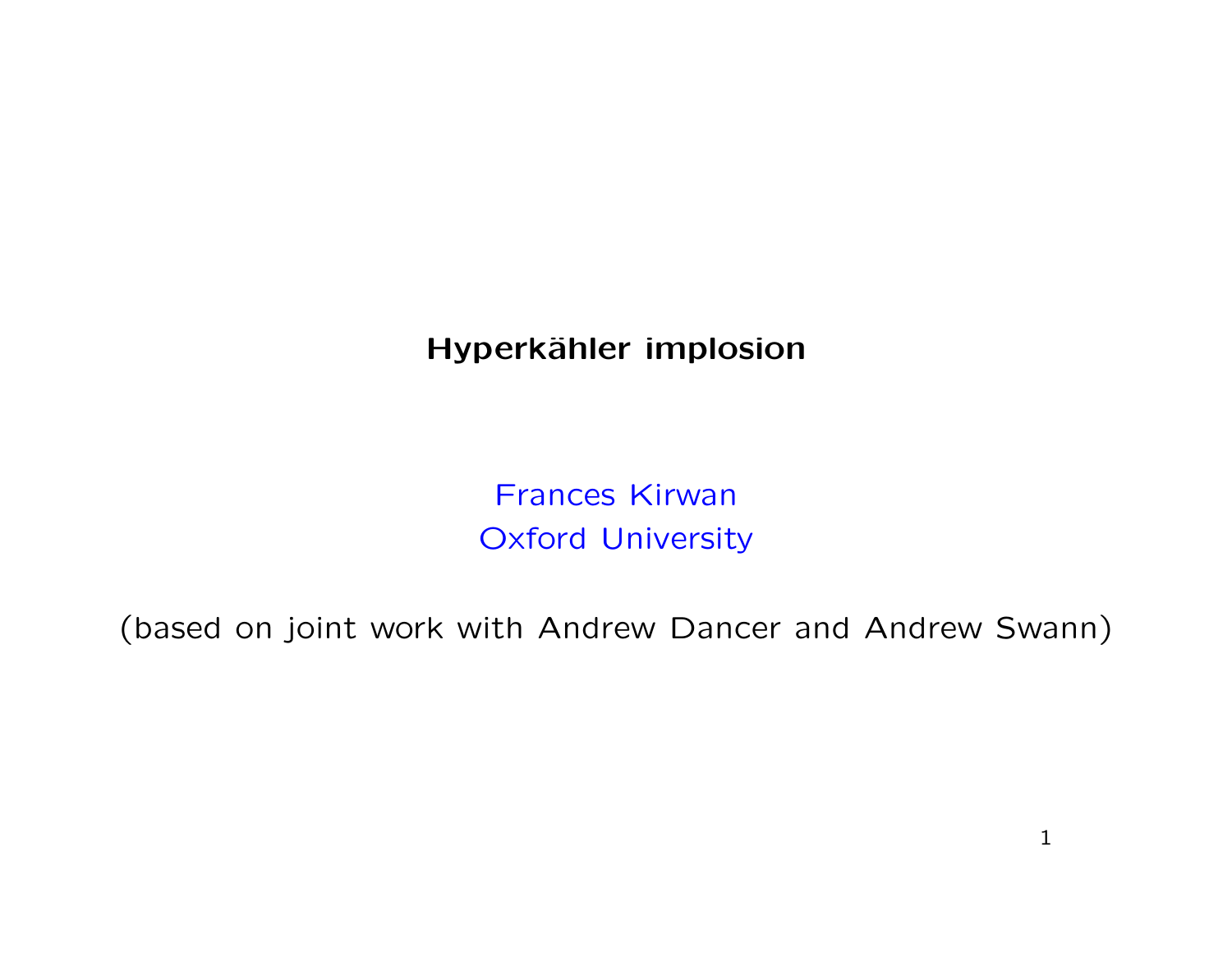# Hyperkähler implosion

Frances Kirwan
Oxford University

(based on joint work with Andrew Dancer and Andrew Swann)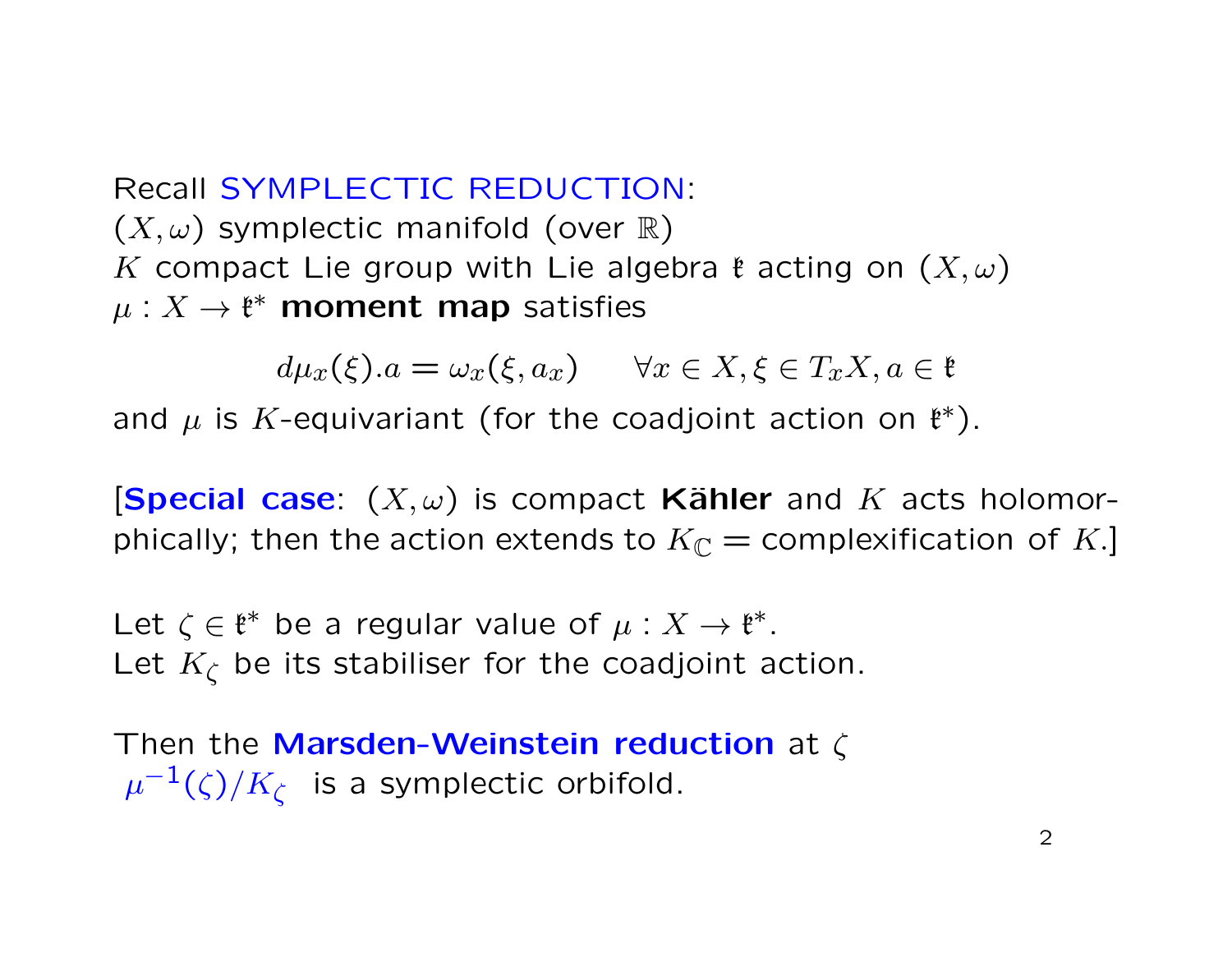Recall SYMPLECTIC REDUCTION:
$(X, \omega)$ symplectic manifold (over $\mathbb{R}$)
$K$ compact Lie group with Lie algebra $\mathfrak{k}$ acting on $(X, \omega)$
$\mu : X \to \mathfrak{k}^*$ **moment map** satisfies

$$d\mu_x(\xi).a = \omega_x(\xi, a_x) \qquad \forall x \in X, \xi \in T_x X, a \in \mathfrak{k}$$

and $\mu$ is $K$-equivariant (for the coadjoint action on $\mathfrak{k}^*$).

[**Special case**: $(X, \omega)$ is compact **Kähler** and $K$ acts holomorphically; then the action extends to $K_{\mathbb{C}}$ = complexification of $K$.]

Let $\zeta \in \mathfrak{k}^*$ be a regular value of $\mu : X \to \mathfrak{k}^*$.
Let $K_\zeta$ be its stabiliser for the coadjoint action.

Then the **Marsden-Weinstein reduction** at $\zeta$
$\mu^{-1}(\zeta)/K_\zeta$ is a symplectic orbifold.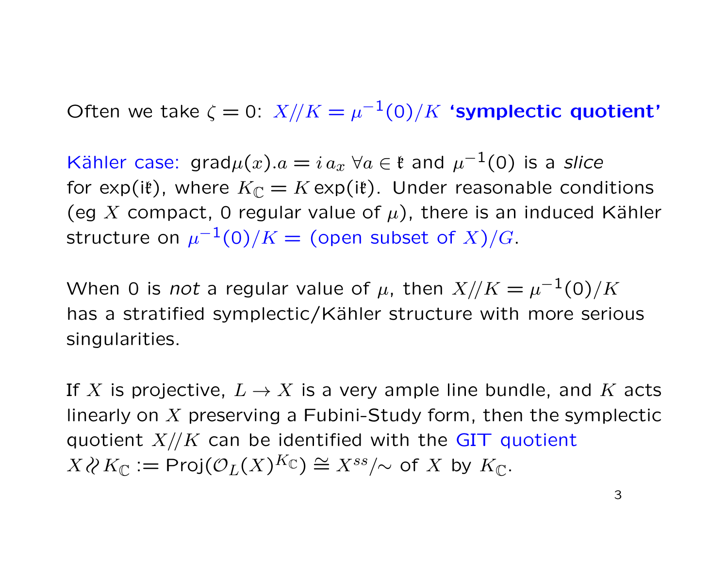Often we take $\zeta = 0$: $X/\!/K = \mu^{-1}(0)/K$ **'symplectic quotient'**

Kähler case: $\text{grad}\mu(x).a = i\, a_x \;\forall a \in \mathfrak{k}$ and $\mu^{-1}(0)$ is a *slice* for $\exp(i\mathfrak{k})$, where $K_{\mathbb{C}} = K \exp(i\mathfrak{k})$. Under reasonable conditions (eg $X$ compact, 0 regular value of $\mu$), there is an induced Kähler structure on $\mu^{-1}(0)/K =$ (open subset of $X)/G$.

When 0 is *not* a regular value of $\mu$, then $X/\!/K = \mu^{-1}(0)/K$ has a stratified symplectic/Kähler structure with more serious singularities.

If $X$ is projective, $L \to X$ is a very ample line bundle, and $K$ acts linearly on $X$ preserving a Fubini-Study form, then the symplectic quotient $X/\!/K$ can be identified with the GIT quotient $X /\!/ K_{\mathbb{C}} := \text{Proj}(\mathcal{O}_L(X)^{K_{\mathbb{C}}}) \cong X^{ss}/\!\sim$ of $X$ by $K_{\mathbb{C}}$.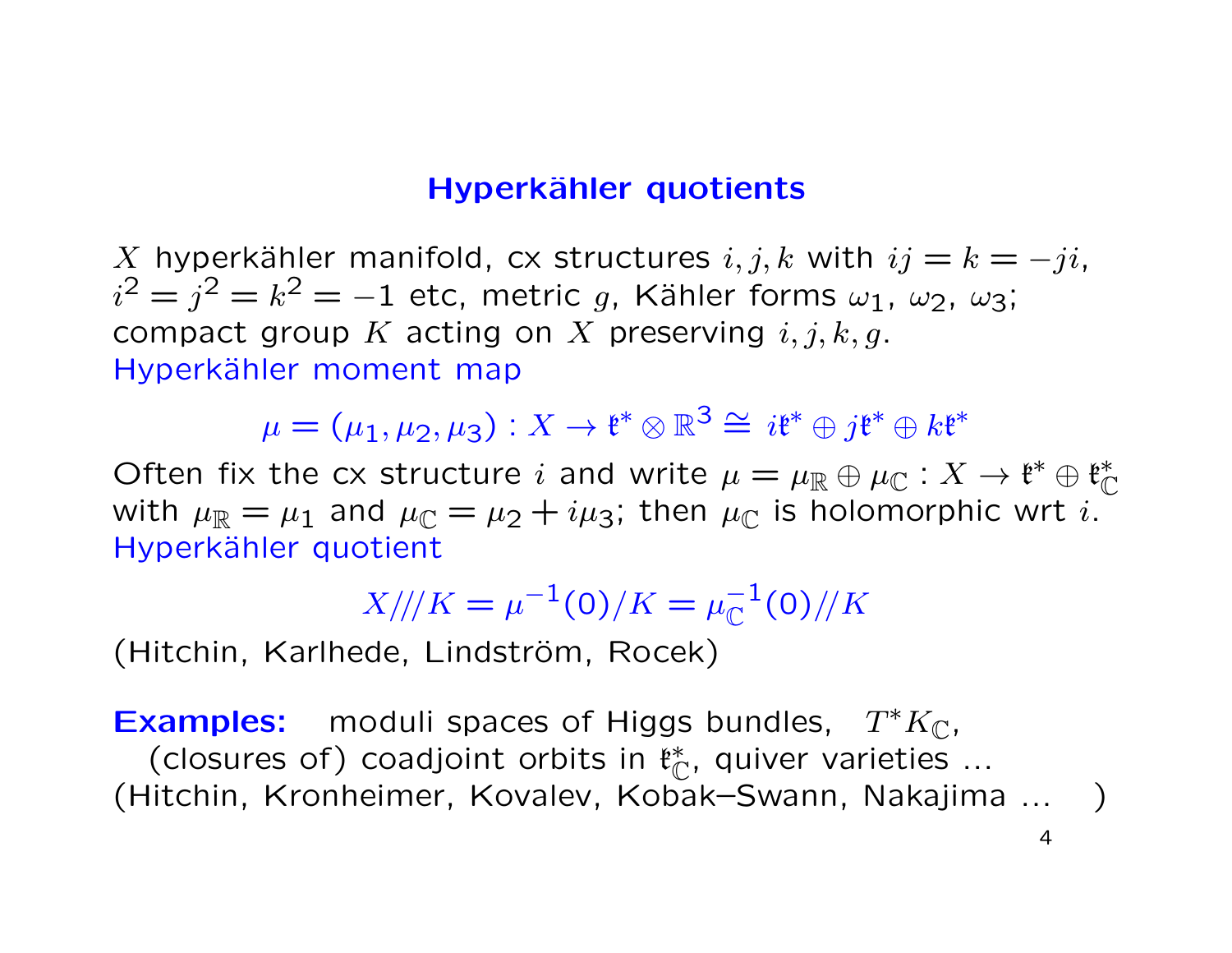## Hyperkähler quotients

$X$ hyperkähler manifold, cx structures $i, j, k$ with $ij = k = -ji$, $i^2 = j^2 = k^2 = -1$ etc, metric $g$, Kähler forms $\omega_1$, $\omega_2$, $\omega_3$; compact group $K$ acting on $X$ preserving $i, j, k, g$.
Hyperkähler moment map

$$\mu = (\mu_1, \mu_2, \mu_3) : X \to \mathfrak{k}^* \otimes \mathbb{R}^3 \cong i\mathfrak{k}^* \oplus j\mathfrak{k}^* \oplus k\mathfrak{k}^*$$

Often fix the cx structure $i$ and write $\mu = \mu_\mathbb{R} \oplus \mu_\mathbb{C} : X \to \mathfrak{k}^* \oplus \mathfrak{k}^*_\mathbb{C}$ with $\mu_\mathbb{R} = \mu_1$ and $\mu_\mathbb{C} = \mu_2 + i\mu_3$; then $\mu_\mathbb{C}$ is holomorphic wrt $i$.
Hyperkähler quotient

$$X /\!/\!/ K = \mu^{-1}(0)/K = \mu_\mathbb{C}^{-1}(0) /\!/ K$$

(Hitchin, Karlhede, Lindström, Rocek)

**Examples:** moduli spaces of Higgs bundles, $T^* K_\mathbb{C}$,
(closures of) coadjoint orbits in $\mathfrak{k}^*_\mathbb{C}$, quiver varieties ...
(Hitchin, Kronheimer, Kovalev, Kobak–Swann, Nakajima ... )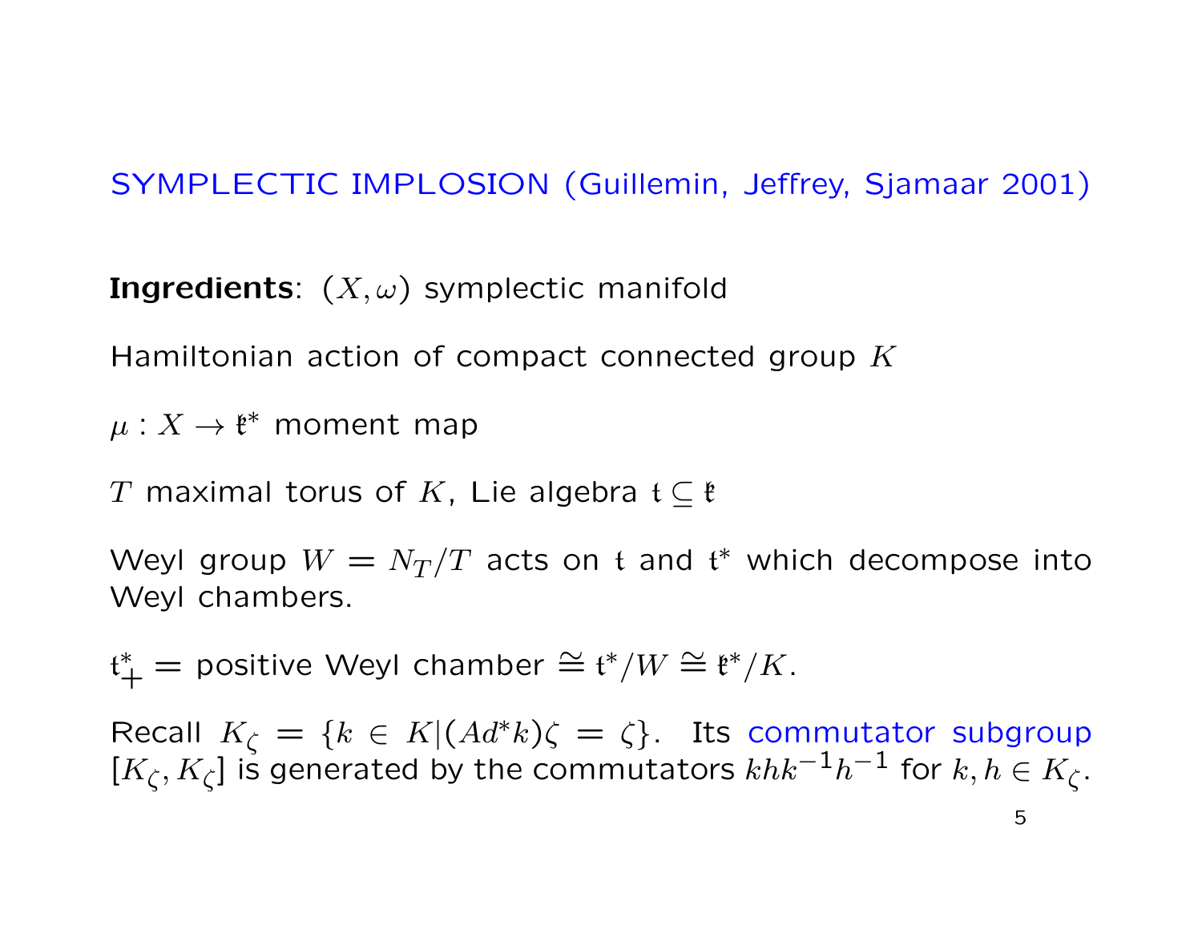## SYMPLECTIC IMPLOSION (Guillemin, Jeffrey, Sjamaar 2001)

**Ingredients**: $(X, \omega)$ symplectic manifold

Hamiltonian action of compact connected group $K$

$\mu : X \to \mathfrak{k}^*$ moment map

$T$ maximal torus of $K$, Lie algebra $\mathfrak{t} \subseteq \mathfrak{k}$

Weyl group $W = N_T/T$ acts on $\mathfrak{t}$ and $\mathfrak{t}^*$ which decompose into Weyl chambers.

$\mathfrak{t}^*_+ =$ positive Weyl chamber $\cong \mathfrak{t}^*/W \cong \mathfrak{k}^*/K$.

Recall $K_\zeta = \{k \in K | (Ad^*k)\zeta = \zeta\}$. Its commutator subgroup $[K_\zeta, K_\zeta]$ is generated by the commutators $khk^{-1}h^{-1}$ for $k, h \in K_\zeta$.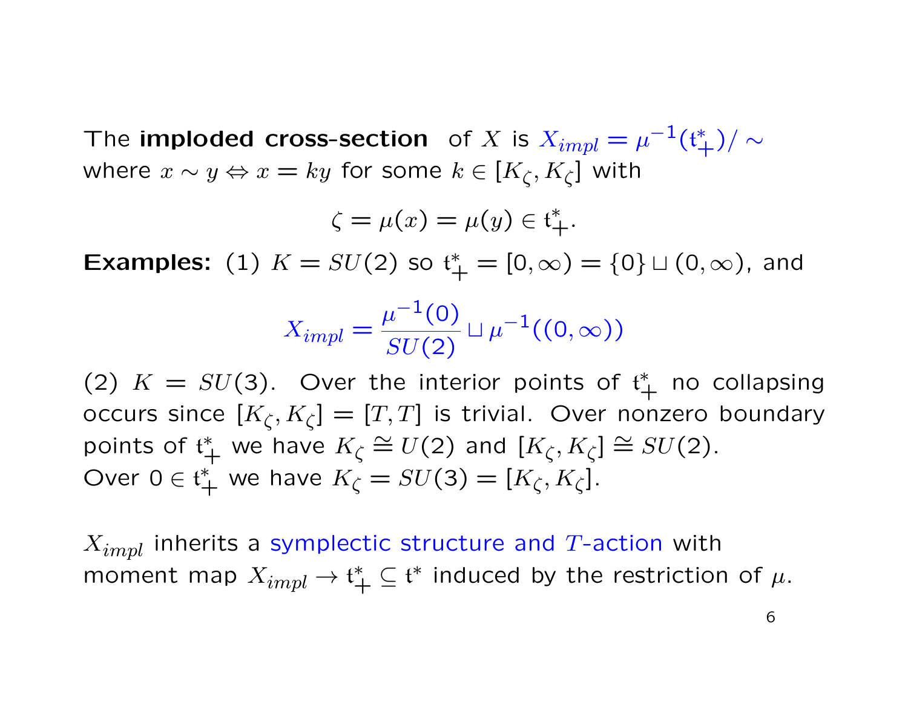The **imploded cross-section** of $X$ is $X_{impl} = \mu^{-1}(\mathfrak{t}^*_+)/\sim$ where $x \sim y \Leftrightarrow x = ky$ for some $k \in [K_\zeta, K_\zeta]$ with

$$\zeta = \mu(x) = \mu(y) \in \mathfrak{t}^*_+.$$

**Examples:** (1) $K = SU(2)$ so $\mathfrak{t}^*_+ = [0, \infty) = \{0\} \sqcup (0, \infty)$, and

$$X_{impl} = \frac{\mu^{-1}(0)}{SU(2)} \sqcup \mu^{-1}((0, \infty))$$

(2) $K = SU(3)$. Over the interior points of $\mathfrak{t}^*_+$ no collapsing occurs since $[K_\zeta, K_\zeta] = [T, T]$ is trivial. Over nonzero boundary points of $\mathfrak{t}^*_+$ we have $K_\zeta \cong U(2)$ and $[K_\zeta, K_\zeta] \cong SU(2)$. Over $0 \in \mathfrak{t}^*_+$ we have $K_\zeta = SU(3) = [K_\zeta, K_\zeta]$.

$X_{impl}$ inherits a symplectic structure and $T$-action with moment map $X_{impl} \to \mathfrak{t}^*_+ \subseteq \mathfrak{t}^*$ induced by the restriction of $\mu$.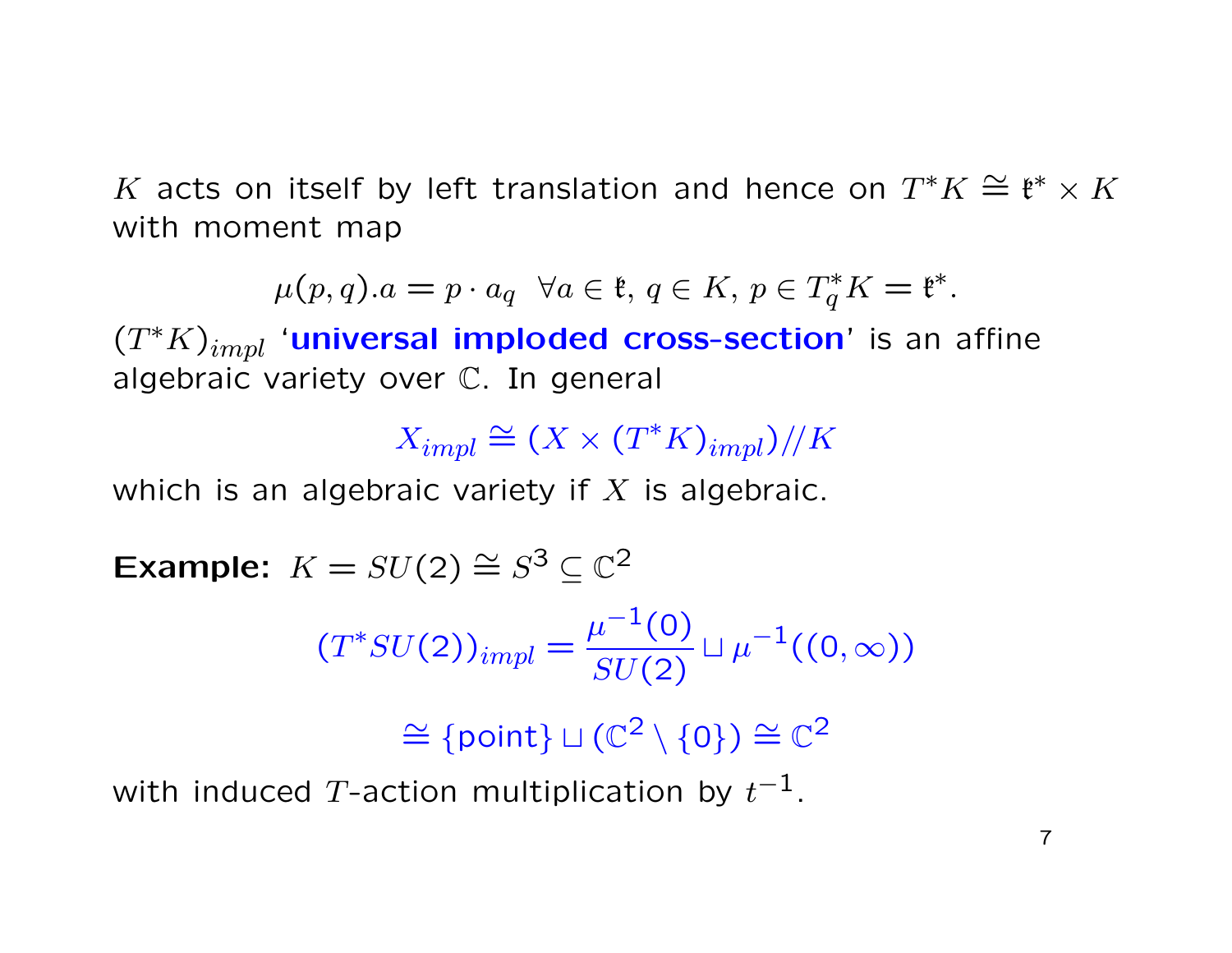$K$ acts on itself by left translation and hence on $T^*K \cong \mathfrak{k}^* \times K$ with moment map

$$\mu(p,q).a = p \cdot a_q \ \ \forall a \in \mathfrak{k},\, q \in K,\, p \in T^*_q K = \mathfrak{k}^*.$$

$(T^*K)_{impl}$ '**universal imploded cross-section**' is an affine algebraic variety over $\mathbb{C}$. In general

$$X_{impl} \cong (X \times (T^*K)_{impl})//K$$

which is an algebraic variety if $X$ is algebraic.

**Example:** $K = SU(2) \cong S^3 \subseteq \mathbb{C}^2$

$$(T^*SU(2))_{impl} = \frac{\mu^{-1}(0)}{SU(2)} \sqcup \mu^{-1}((0,\infty))$$

$$\cong \{\text{point}\} \sqcup (\mathbb{C}^2 \setminus \{0\}) \cong \mathbb{C}^2$$

with induced $T$-action multiplication by $t^{-1}$.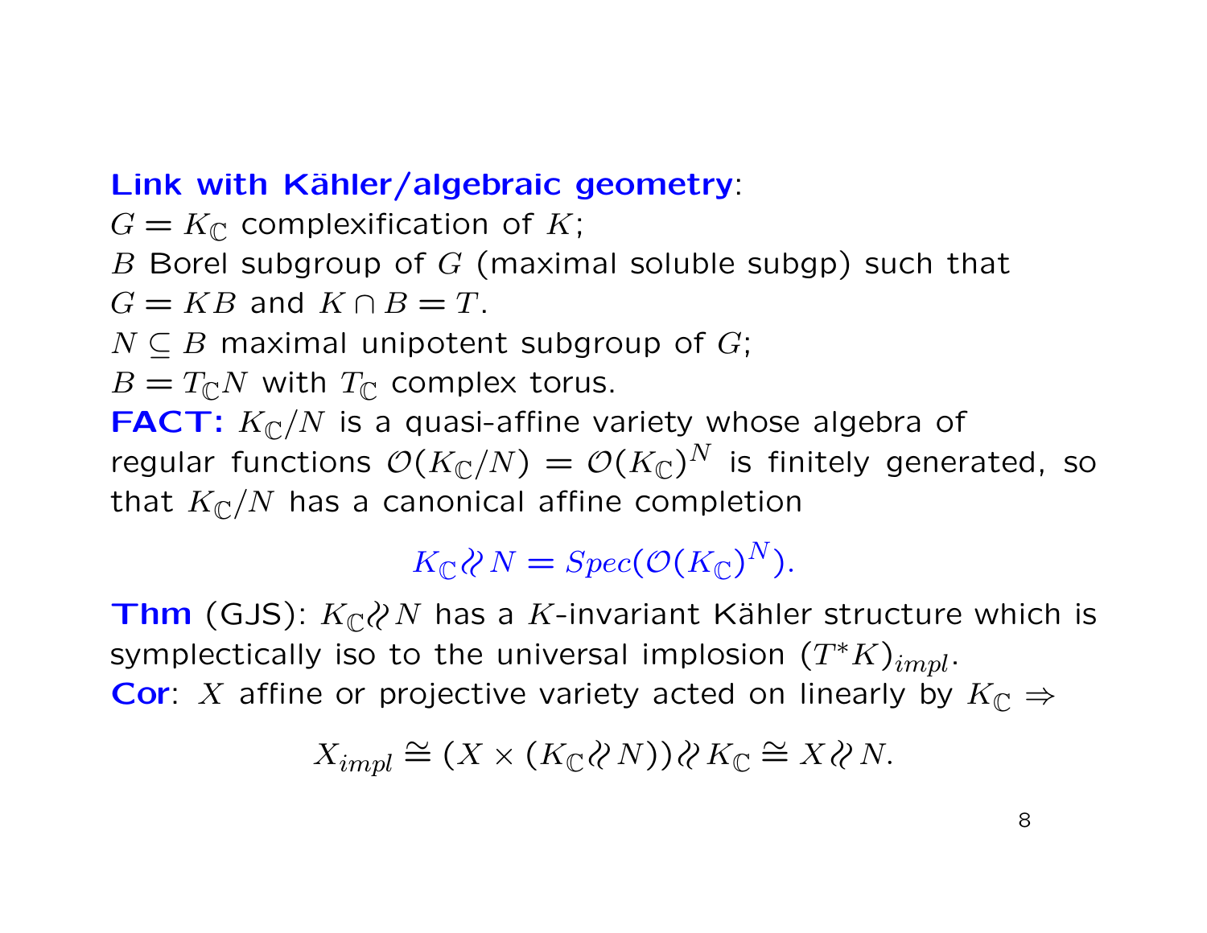**Link with Kähler/algebraic geometry**:

$G = K_{\mathbb{C}}$ complexification of $K$;

$B$ Borel subgroup of $G$ (maximal soluble subgp) such that $G = KB$ and $K \cap B = T$.

$N \subseteq B$ maximal unipotent subgroup of $G$;

$B = T_{\mathbb{C}} N$ with $T_{\mathbb{C}}$ complex torus.

**FACT:** $K_{\mathbb{C}}/N$ is a quasi-affine variety whose algebra of regular functions $\mathcal{O}(K_{\mathbb{C}}/N) = \mathcal{O}(K_{\mathbb{C}})^N$ is finitely generated, so that $K_{\mathbb{C}}/N$ has a canonical affine completion

$$K_{\mathbb{C}} /\!\!/ N = Spec(\mathcal{O}(K_{\mathbb{C}})^N).$$

**Thm** (GJS): $K_{\mathbb{C}} /\!\!/ N$ has a $K$-invariant Kähler structure which is symplectically iso to the universal implosion $(T^*K)_{impl}$.

**Cor**: $X$ affine or projective variety acted on linearly by $K_{\mathbb{C}} \Rightarrow$

$$X_{impl} \cong (X \times (K_{\mathbb{C}} /\!\!/ N)) /\!\!/ K_{\mathbb{C}} \cong X /\!\!/ N.$$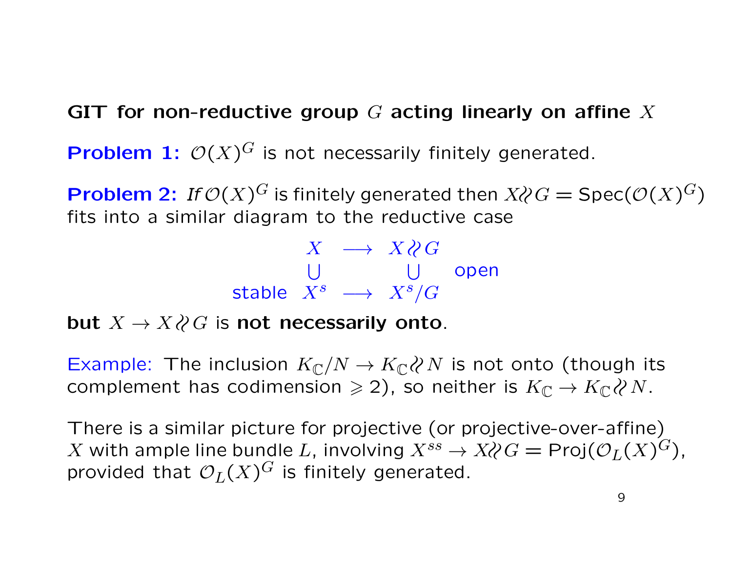**GIT for non-reductive group $G$ acting linearly on affine $X$**

**Problem 1:** $\mathcal{O}(X)^G$ is not necessarily finitely generated.

**Problem 2:** *If* $\mathcal{O}(X)^G$ is finitely generated then $X /\!\!/ G = \mathrm{Spec}(\mathcal{O}(X)^G)$ fits into a similar diagram to the reductive case

$$\begin{array}{rccc} & X & \longrightarrow & X /\!\!/ G & \\ & \cup & & \cup & \text{open} \\ \text{stable} & X^s & \longrightarrow & X^s/G & \end{array}$$

**but** $X \to X /\!\!/ G$ is **not necessarily onto**.

Example: The inclusion $K_{\mathbb{C}}/N \to K_{\mathbb{C}} /\!\!/ N$ is not onto (though its complement has codimension $\geqslant 2$), so neither is $K_{\mathbb{C}} \to K_{\mathbb{C}} /\!\!/ N$.

There is a similar picture for projective (or projective-over-affine) $X$ with ample line bundle $L$, involving $X^{ss} \to X /\!\!/ G = \mathrm{Proj}(\mathcal{O}_L(X)^G)$, provided that $\mathcal{O}_L(X)^G$ is finitely generated.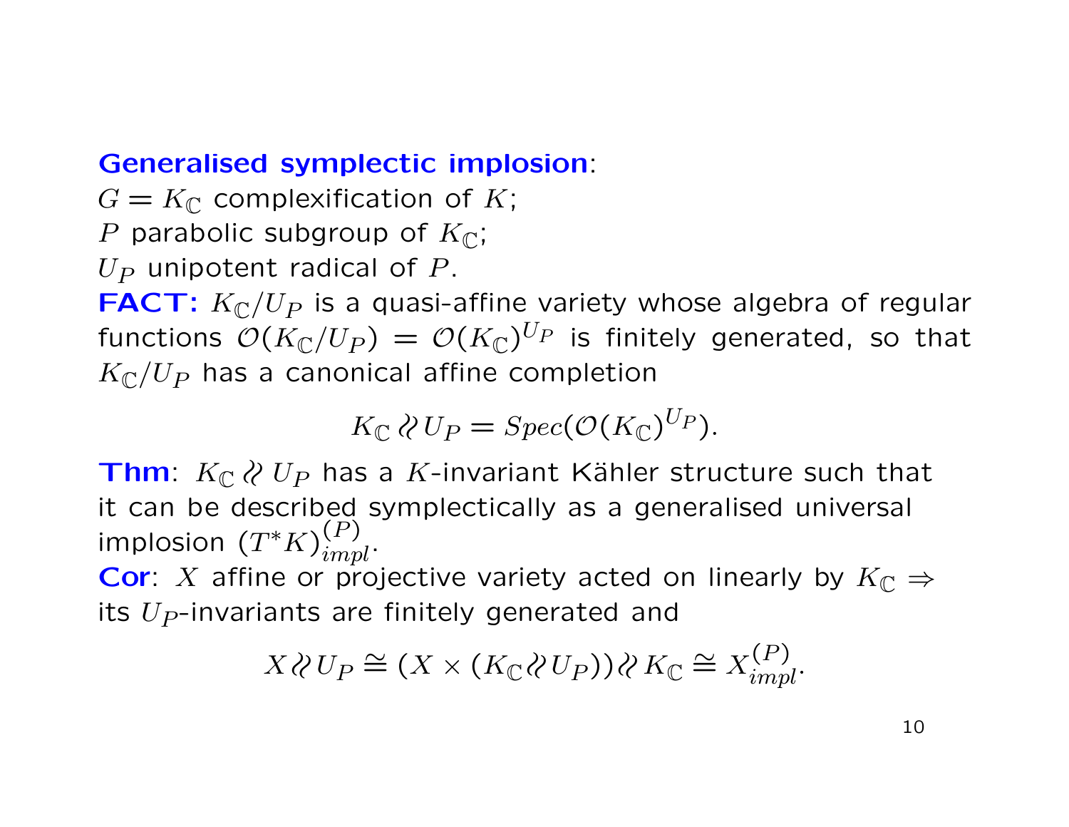**Generalised symplectic implosion**:

$G = K_{\mathbb{C}}$ complexification of $K$;

$P$ parabolic subgroup of $K_{\mathbb{C}}$;

$U_P$ unipotent radical of $P$.

**FACT:** $K_{\mathbb{C}}/U_P$ is a quasi-affine variety whose algebra of regular functions $\mathcal{O}(K_{\mathbb{C}}/U_P) = \mathcal{O}(K_{\mathbb{C}})^{U_P}$ is finitely generated, so that $K_{\mathbb{C}}/U_P$ has a canonical affine completion

$$K_{\mathbb{C}} /\!\!/ U_P = Spec(\mathcal{O}(K_{\mathbb{C}})^{U_P}).$$

**Thm**: $K_{\mathbb{C}} /\!\!/ U_P$ has a $K$-invariant Kähler structure such that it can be described symplectically as a generalised universal implosion $(T^*K)^{(P)}_{impl}$.

**Cor**: $X$ affine or projective variety acted on linearly by $K_{\mathbb{C}} \Rightarrow$ its $U_P$-invariants are finitely generated and

$$X /\!\!/ U_P \cong (X \times (K_{\mathbb{C}} /\!\!/ U_P)) /\!\!/ K_{\mathbb{C}} \cong X^{(P)}_{impl}.$$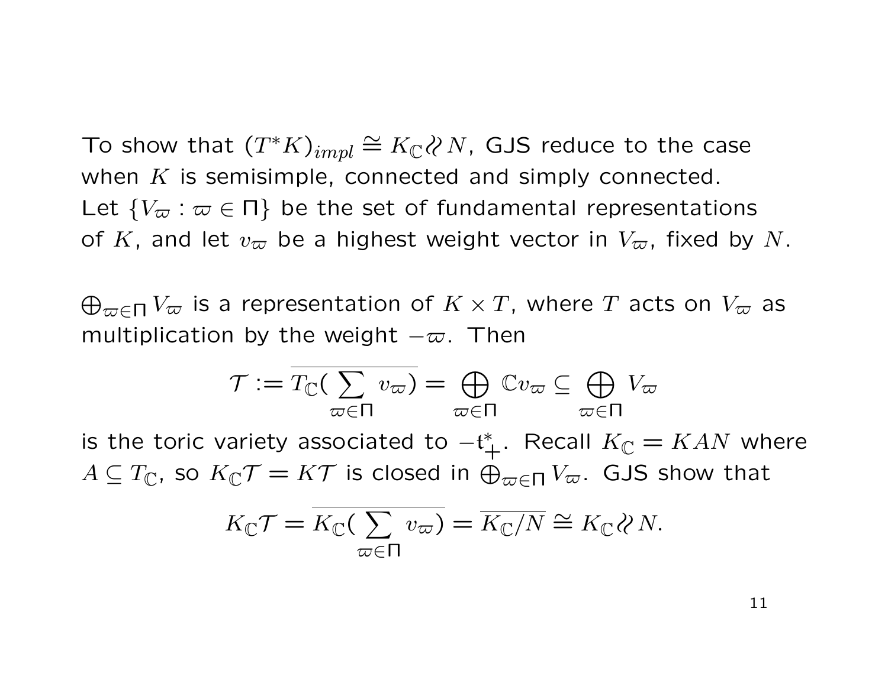To show that $(T^*K)_{impl} \cong K_{\mathbb{C}} /\!\!/ N$, GJS reduce to the case when $K$ is semisimple, connected and simply connected. Let $\{V_\varpi : \varpi \in \Pi\}$ be the set of fundamental representations of $K$, and let $v_\varpi$ be a highest weight vector in $V_\varpi$, fixed by $N$.

$\bigoplus_{\varpi \in \Pi} V_\varpi$ is a representation of $K \times T$, where $T$ acts on $V_\varpi$ as multiplication by the weight $-\varpi$. Then

$$\mathcal{T} := \overline{T_{\mathbb{C}}(\sum_{\varpi \in \Pi} v_\varpi)} = \bigoplus_{\varpi \in \Pi} \mathbb{C} v_\varpi \subseteq \bigoplus_{\varpi \in \Pi} V_\varpi$$

is the toric variety associated to $-\mathfrak{t}^*_+$. Recall $K_{\mathbb{C}} = KAN$ where $A \subseteq T_{\mathbb{C}}$, so $K_{\mathbb{C}}\mathcal{T} = K\mathcal{T}$ is closed in $\bigoplus_{\varpi \in \Pi} V_\varpi$. GJS show that

$$K_{\mathbb{C}}\mathcal{T} = \overline{K_{\mathbb{C}}(\sum_{\varpi \in \Pi} v_\varpi)} = \overline{K_{\mathbb{C}}/N} \cong K_{\mathbb{C}} /\!\!/ N.$$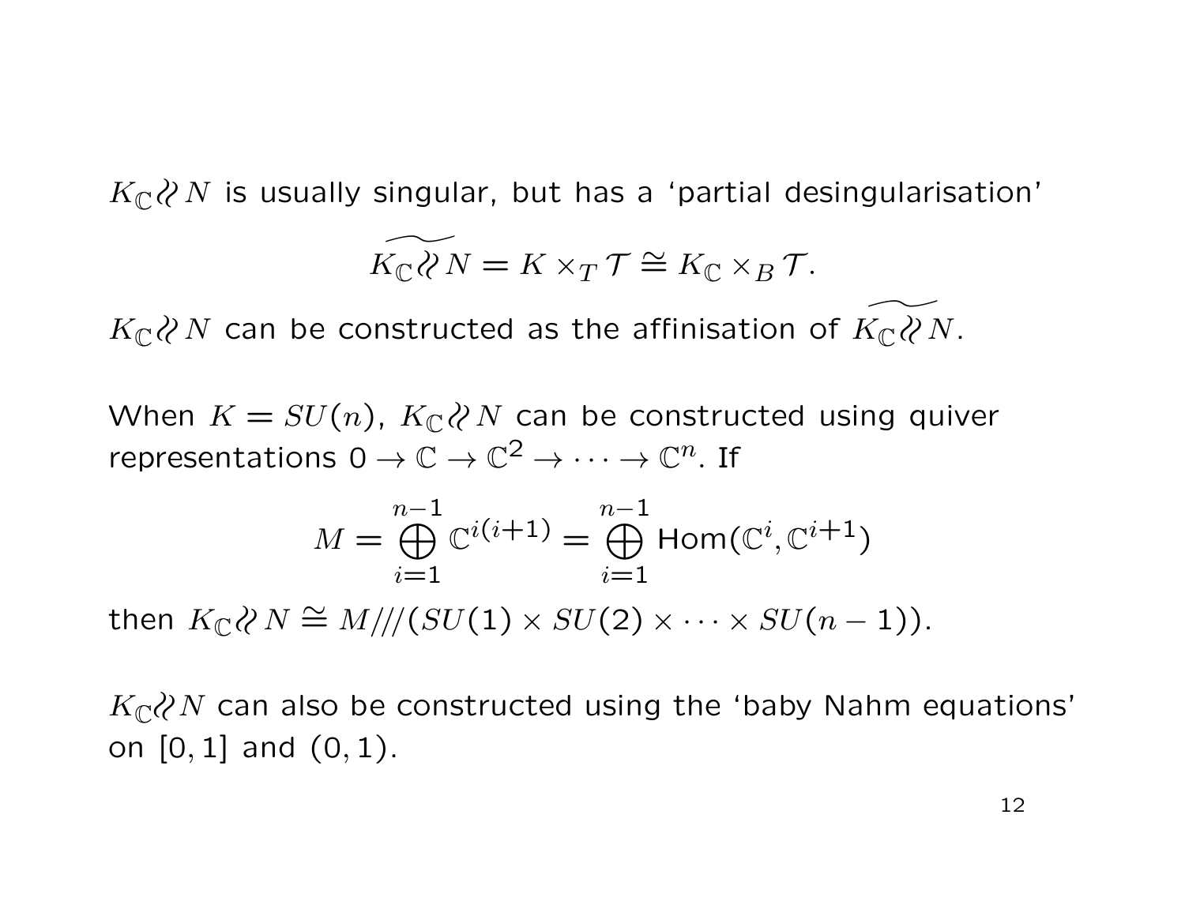$K_{\mathbb{C}} /\!\!/ N$ is usually singular, but has a 'partial desingularisation'

$$\widetilde{K_{\mathbb{C}} /\!\!/ N} = K \times_T \mathcal{T} \cong K_{\mathbb{C}} \times_B \mathcal{T}.$$

$K_{\mathbb{C}} /\!\!/ N$ can be constructed as the affinisation of $\widetilde{K_{\mathbb{C}} /\!\!/ N}$.

When $K = SU(n)$, $K_{\mathbb{C}} /\!\!/ N$ can be constructed using quiver representations $0 \to \mathbb{C} \to \mathbb{C}^2 \to \cdots \to \mathbb{C}^n$. If

$$M = \bigoplus_{i=1}^{n-1} \mathbb{C}^{i(i+1)} = \bigoplus_{i=1}^{n-1} \mathrm{Hom}(\mathbb{C}^i, \mathbb{C}^{i+1})$$

then $K_{\mathbb{C}} /\!\!/ N \cong M/\!\!/\!\!/(SU(1) \times SU(2) \times \cdots \times SU(n-1))$.

$K_{\mathbb{C}} /\!\!/ N$ can also be constructed using the 'baby Nahm equations' on $[0,1]$ and $(0,1)$.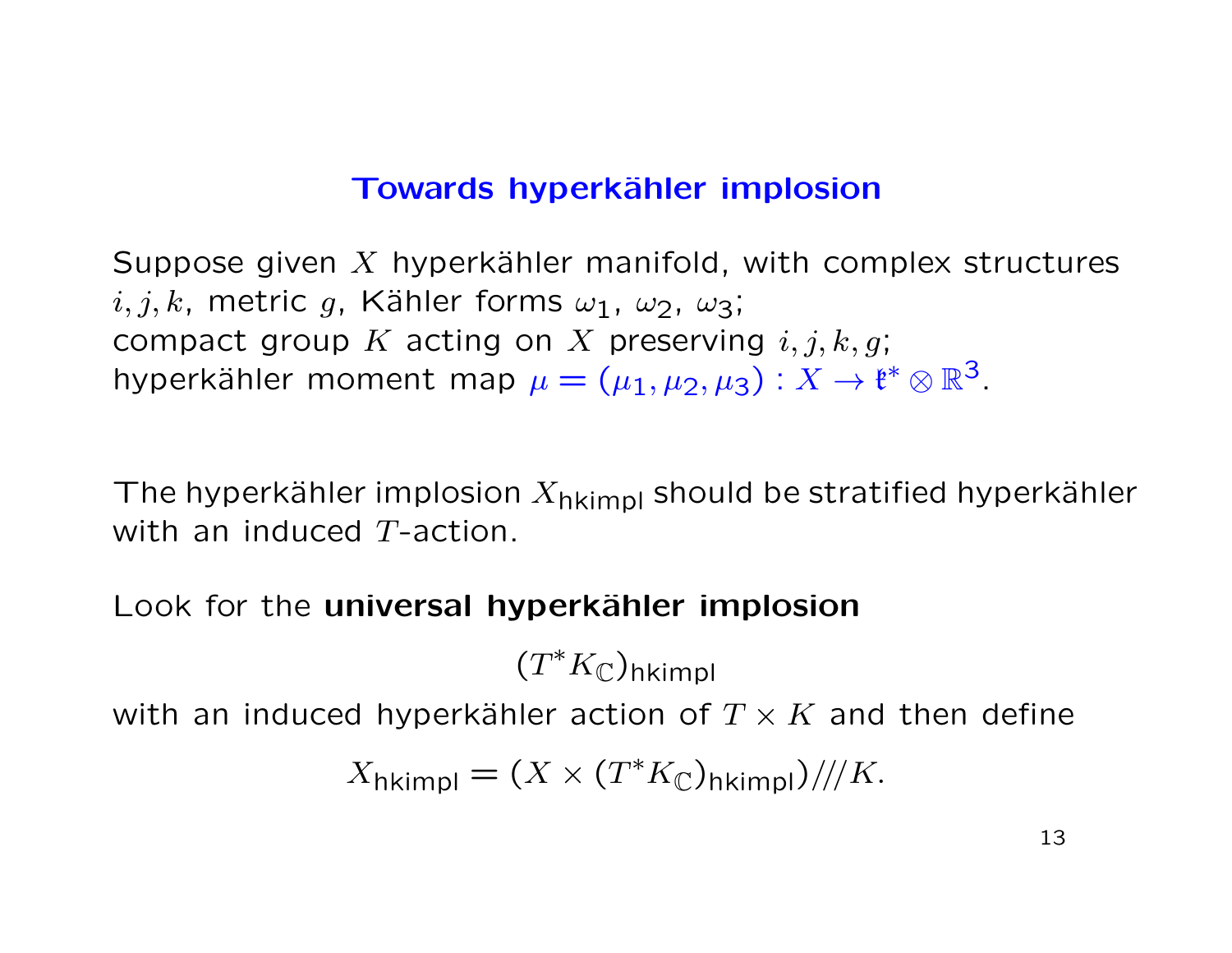## Towards hyperkähler implosion

Suppose given $X$ hyperkähler manifold, with complex structures $i, j, k$, metric $g$, Kähler forms $\omega_1$, $\omega_2$, $\omega_3$;
compact group $K$ acting on $X$ preserving $i, j, k, g$;
hyperkähler moment map $\mu = (\mu_1, \mu_2, \mu_3) : X \to \mathfrak{k}^* \otimes \mathbb{R}^3$.

The hyperkähler implosion $X_{\text{hkimpl}}$ should be stratified hyperkähler with an induced $T$-action.

Look for the **universal hyperkähler implosion**

$$(T^* K_{\mathbb{C}})_{\text{hkimpl}}$$

with an induced hyperkähler action of $T \times K$ and then define

$$X_{\text{hkimpl}} = (X \times (T^* K_{\mathbb{C}})_{\text{hkimpl}}) /\!/\!/ K.$$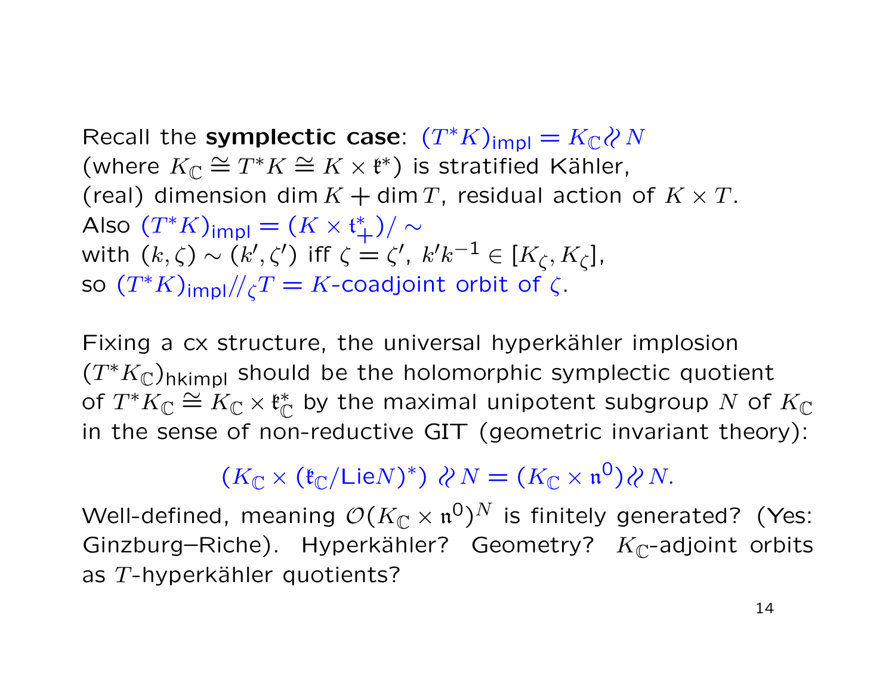Recall the **symplectic case**: $(T^*K)_{\text{impl}} = K_{\mathbb{C}} /\!\!/ N$
(where $K_{\mathbb{C}} \cong T^*K \cong K \times \mathfrak{k}^*$) is stratified Kähler,
(real) dimension $\dim K + \dim T$, residual action of $K \times T$.
Also $(T^*K)_{\text{impl}} = (K \times \mathfrak{t}^*_+)/\sim$
with $(k, \zeta) \sim (k', \zeta')$ iff $\zeta = \zeta'$, $k'k^{-1} \in [K_\zeta, K_\zeta]$,
so $(T^*K)_{\text{impl}} /\!/_\zeta T = K$-coadjoint orbit of $\zeta$.

Fixing a cx structure, the universal hyperkähler implosion $(T^*K_{\mathbb{C}})_{\text{hkimpl}}$ should be the holomorphic symplectic quotient of $T^*K_{\mathbb{C}} \cong K_{\mathbb{C}} \times \mathfrak{k}^*_{\mathbb{C}}$ by the maximal unipotent subgroup $N$ of $K_{\mathbb{C}}$ in the sense of non-reductive GIT (geometric invariant theory):

$$(K_{\mathbb{C}} \times (\mathfrak{k}_{\mathbb{C}}/\text{Lie}N)^*) /\!\!/ N = (K_{\mathbb{C}} \times \mathfrak{n}^0) /\!\!/ N.$$

Well-defined, meaning $\mathcal{O}(K_{\mathbb{C}} \times \mathfrak{n}^0)^N$ is finitely generated? (Yes: Ginzburg–Riche). Hyperkähler? Geometry? $K_{\mathbb{C}}$-adjoint orbits as $T$-hyperkähler quotients?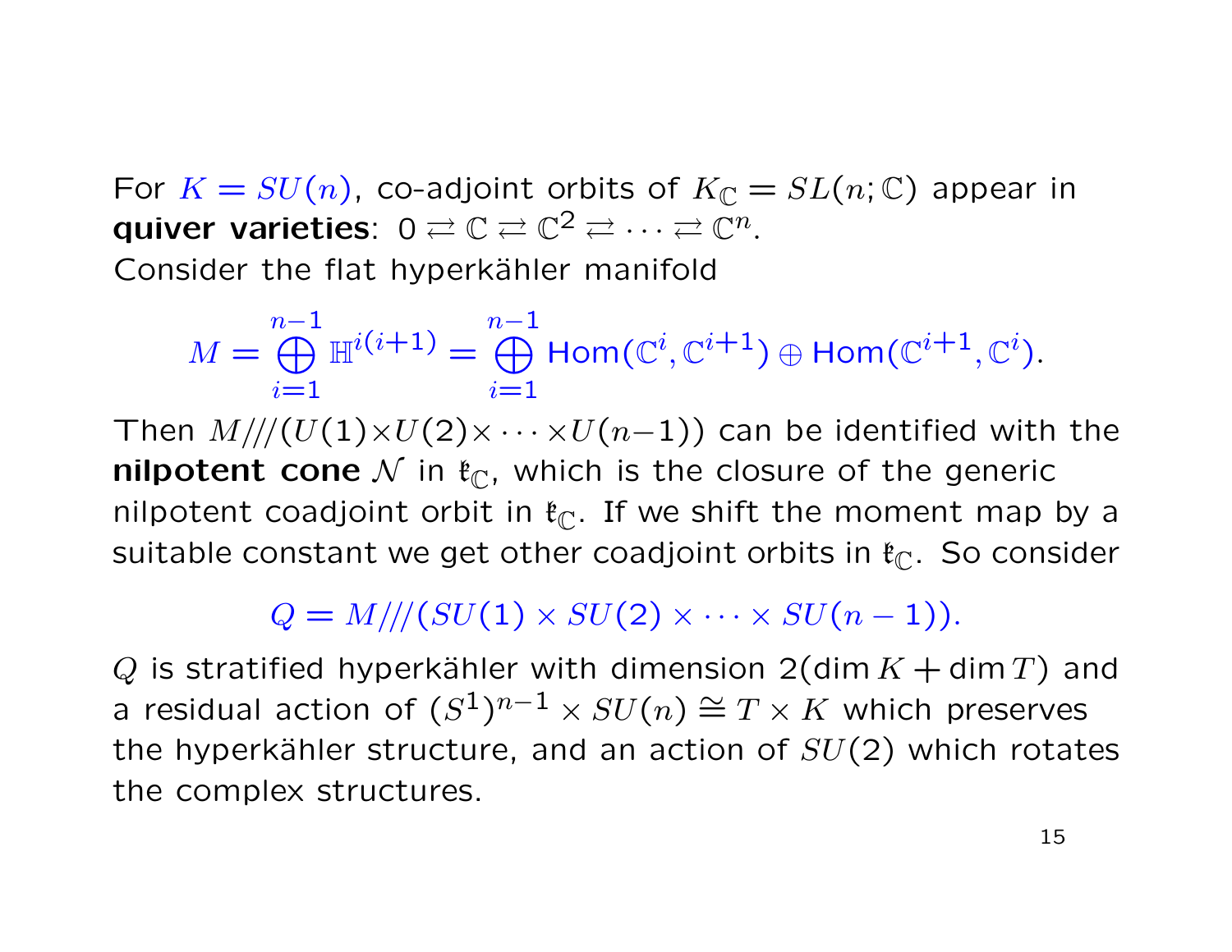For $K = SU(n)$, co-adjoint orbits of $K_{\mathbb{C}} = SL(n;\mathbb{C})$ appear in **quiver varieties**: $0 \rightleftarrows \mathbb{C} \rightleftarrows \mathbb{C}^2 \rightleftarrows \cdots \rightleftarrows \mathbb{C}^n$.

Consider the flat hyperkähler manifold

$$M = \bigoplus_{i=1}^{n-1} \mathbb{H}^{i(i+1)} = \bigoplus_{i=1}^{n-1} \mathrm{Hom}(\mathbb{C}^i, \mathbb{C}^{i+1}) \oplus \mathrm{Hom}(\mathbb{C}^{i+1}, \mathbb{C}^i).$$

Then $M/\!/\!/(U(1)\times U(2)\times \cdots \times U(n-1))$ can be identified with the **nilpotent cone** $\mathcal{N}$ in $\mathfrak{k}_{\mathbb{C}}$, which is the closure of the generic nilpotent coadjoint orbit in $\mathfrak{k}_{\mathbb{C}}$. If we shift the moment map by a suitable constant we get other coadjoint orbits in $\mathfrak{k}_{\mathbb{C}}$. So consider

$$Q = M/\!/\!/(SU(1) \times SU(2) \times \cdots \times SU(n-1)).$$

$Q$ is stratified hyperkähler with dimension $2(\dim K + \dim T)$ and a residual action of $(S^1)^{n-1} \times SU(n) \cong T \times K$ which preserves the hyperkähler structure, and an action of $SU(2)$ which rotates the complex structures.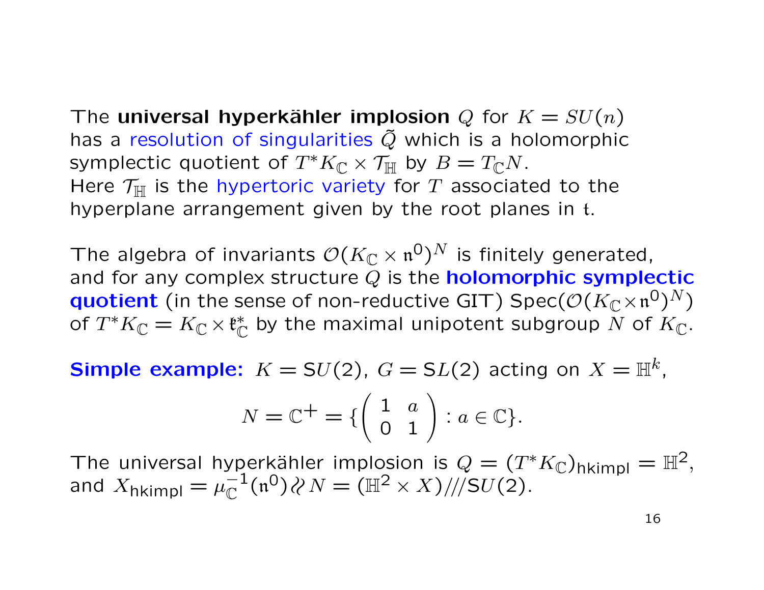The **universal hyperkähler implosion** $Q$ for $K = SU(n)$ has a resolution of singularities $\tilde{Q}$ which is a holomorphic symplectic quotient of $T^*K_{\mathbb{C}} \times \mathcal{T}_{\mathbb{H}}$ by $B = T_{\mathbb{C}}N$.
Here $\mathcal{T}_{\mathbb{H}}$ is the hypertoric variety for $T$ associated to the hyperplane arrangement given by the root planes in $\mathfrak{t}$.

The algebra of invariants $\mathcal{O}(K_{\mathbb{C}} \times \mathfrak{n}^0)^N$ is finitely generated, and for any complex structure $Q$ is the **holomorphic symplectic quotient** (in the sense of non-reductive GIT) $\mathrm{Spec}(\mathcal{O}(K_{\mathbb{C}} \times \mathfrak{n}^0)^N)$ of $T^*K_{\mathbb{C}} = K_{\mathbb{C}} \times \mathfrak{k}^*_{\mathbb{C}}$ by the maximal unipotent subgroup $N$ of $K_{\mathbb{C}}$.

**Simple example:** $K = \mathrm{S}U(2)$, $G = \mathrm{S}L(2)$ acting on $X = \mathbb{H}^k$,

$$N = \mathbb{C}^+ = \{\begin{pmatrix} 1 & a \\ 0 & 1 \end{pmatrix} : a \in \mathbb{C}\}.$$

The universal hyperkähler implosion is $Q = (T^*K_{\mathbb{C}})_{\mathrm{hkimpl}} = \mathbb{H}^2$, and $X_{\mathrm{hkimpl}} = \mu_{\mathbb{C}}^{-1}(\mathfrak{n}^0) /\!\!/ N = (\mathbb{H}^2 \times X)/\!/\!/\mathrm{S}U(2)$.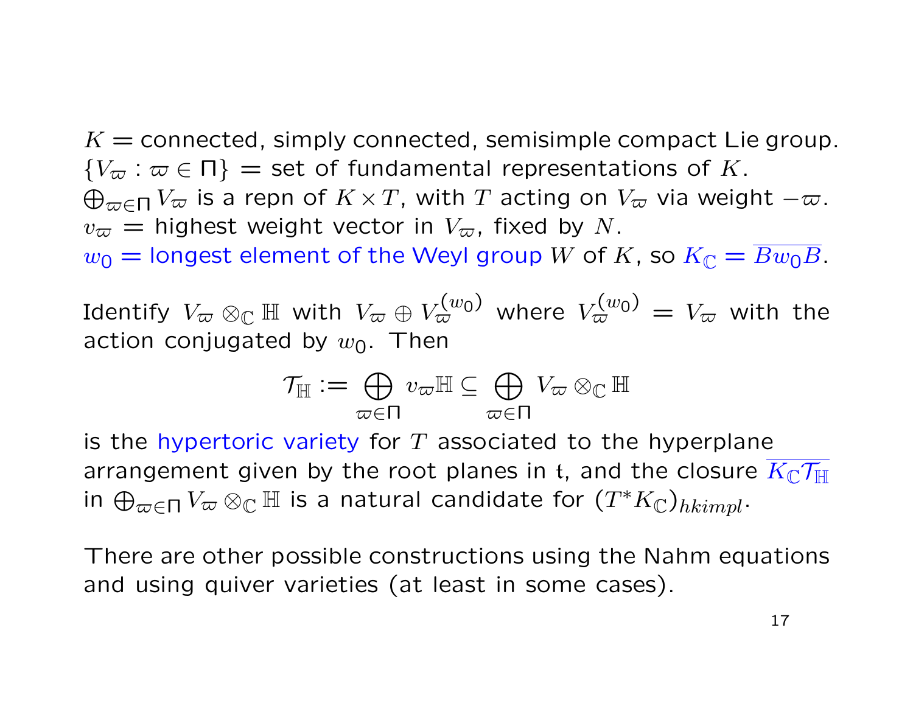$K =$ connected, simply connected, semisimple compact Lie group.
$\{V_\varpi : \varpi \in \Pi\} =$ set of fundamental representations of $K$.
$\bigoplus_{\varpi \in \Pi} V_\varpi$ is a repn of $K \times T$, with $T$ acting on $V_\varpi$ via weight $-\varpi$.
$v_\varpi =$ highest weight vector in $V_\varpi$, fixed by $N$.
$w_0 =$ longest element of the Weyl group $W$ of $K$, so $K_{\mathbb{C}} = \overline{Bw_0B}$.

Identify $V_\varpi \otimes_{\mathbb{C}} \mathbb{H}$ with $V_\varpi \oplus V_\varpi^{(w_0)}$ where $V_\varpi^{(w_0)} = V_\varpi$ with the action conjugated by $w_0$. Then

$$\mathcal{T}_{\mathbb{H}} := \bigoplus_{\varpi \in \Pi} v_\varpi \mathbb{H} \subseteq \bigoplus_{\varpi \in \Pi} V_\varpi \otimes_{\mathbb{C}} \mathbb{H}$$

is the hypertoric variety for $T$ associated to the hyperplane arrangement given by the root planes in $\mathfrak{t}$, and the closure $\overline{K_{\mathbb{C}} \mathcal{T}_{\mathbb{H}}}$ in $\bigoplus_{\varpi \in \Pi} V_\varpi \otimes_{\mathbb{C}} \mathbb{H}$ is a natural candidate for $(T^* K_{\mathbb{C}})_{hkimpl}$.

There are other possible constructions using the Nahm equations and using quiver varieties (at least in some cases).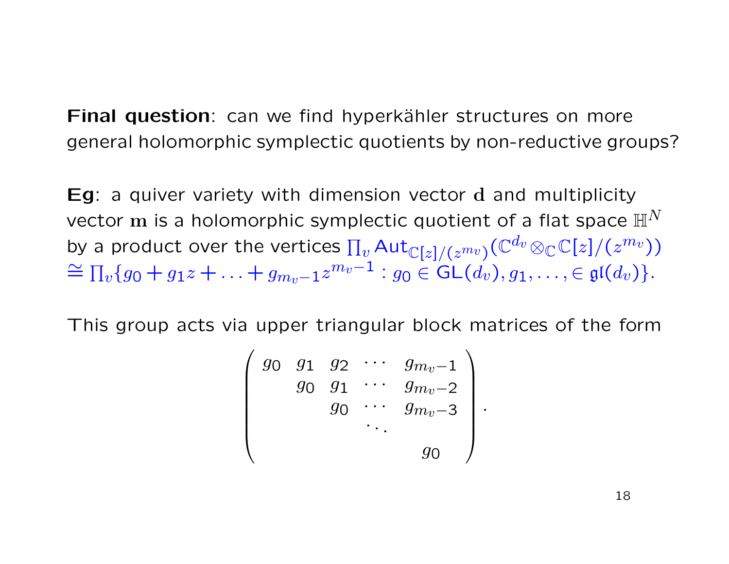**Final question**: can we find hyperkähler structures on more general holomorphic symplectic quotients by non-reductive groups?

**Eg**: a quiver variety with dimension vector $\mathbf{d}$ and multiplicity vector $\mathbf{m}$ is a holomorphic symplectic quotient of a flat space $\mathbb{H}^N$ by a product over the vertices $\prod_v \mathsf{Aut}_{\mathbb{C}[z]/(z^{m_v})}(\mathbb{C}^{d_v} \otimes_{\mathbb{C}} \mathbb{C}[z]/(z^{m_v}))$ $\cong \prod_v \{g_0 + g_1 z + \ldots + g_{m_v-1} z^{m_v-1} : g_0 \in \mathsf{GL}(d_v), g_1, \ldots, \in \mathfrak{gl}(d_v)\}$.

This group acts via upper triangular block matrices of the form

$$\begin{pmatrix} g_0 & g_1 & g_2 & \cdots & g_{m_v-1} \\ & g_0 & g_1 & \cdots & g_{m_v-2} \\ & & g_0 & \cdots & g_{m_v-3} \\ & & & \ddots & \\ & & & & g_0 \end{pmatrix}.$$